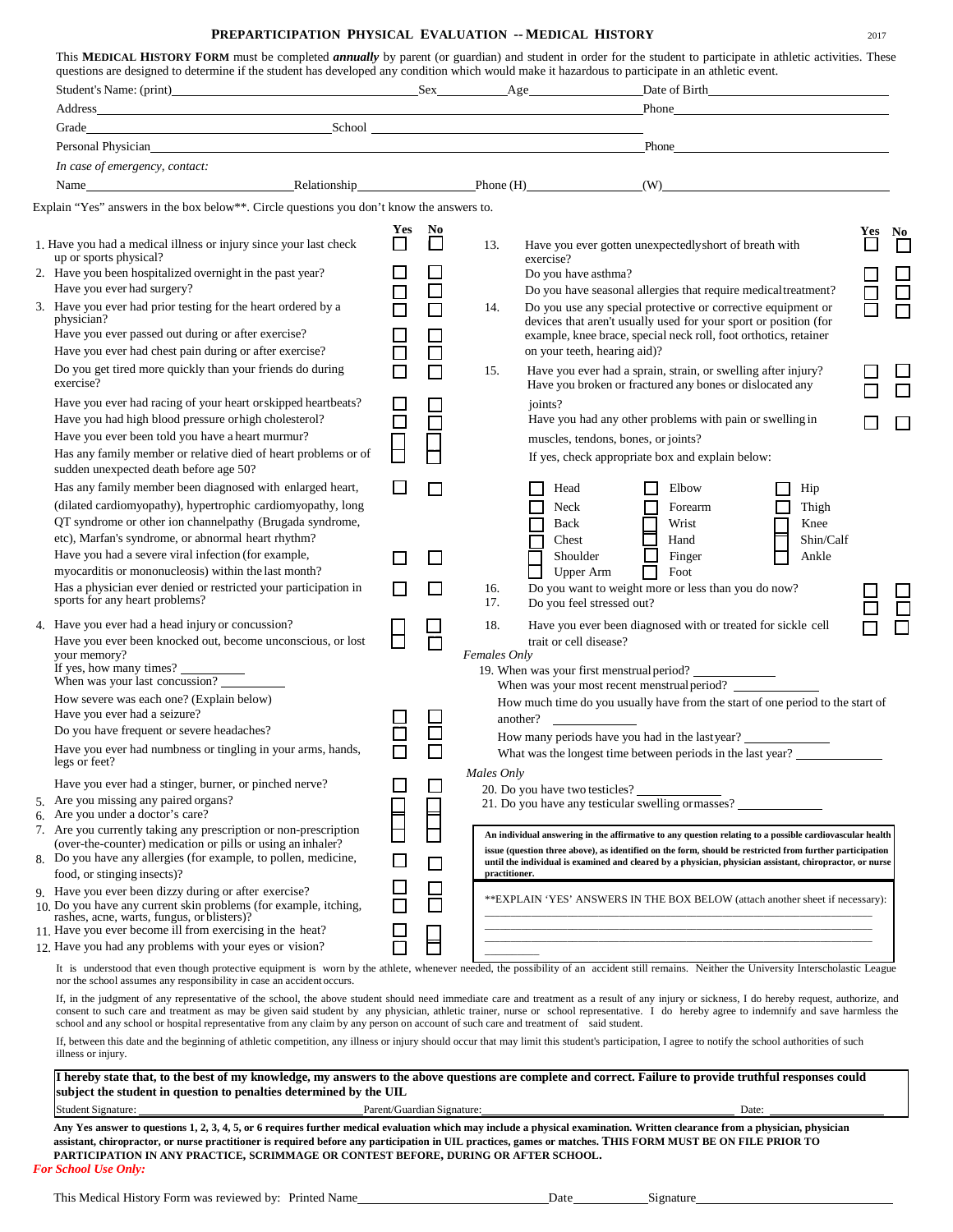# PREPARTICIPATION PHYSICAL EVALUATION -- MEDICAL HISTORY

2017

This **MEDICAL HISTORY FORM** must be completed ***annually*** by parent (or guardian) and student in order for the student to participate in athletic activities. These questions are designed to determine if the student has developed any condition which would make it hazardous to participate in an athletic event.

Student's Name: (print)\_\_\_\_\_\_\_\_\_\_ Sex\_\_\_\_\_ Age\_\_\_\_\_ Date of Birth\_\_\_\_\_\_\_\_\_\_

Address\_\_\_\_\_\_\_\_\_\_ Phone\_\_\_\_\_\_\_\_\_\_

Grade\_\_\_\_\_\_\_\_\_\_ School \_\_\_\_\_\_\_\_\_\_

Personal Physician\_\_\_\_\_\_\_\_\_\_ Phone\_\_\_\_\_\_\_\_\_\_

*In case of emergency, contact:*

Name\_\_\_\_\_\_\_\_\_\_ Relationship\_\_\_\_\_\_\_\_\_\_ Phone (H)\_\_\_\_\_\_\_\_\_\_ (W)\_\_\_\_\_\_\_\_\_\_

Explain "Yes" answers in the box below**. Circle questions you don't know the answers to.

| | Yes | No |
|---|---|---|
| 1. Have you had a medical illness or injury since your last check up or sports physical? | ☐ | ☐ |
| 2. Have you been hospitalized overnight in the past year? | ☐ | ☐ |
| Have you ever had surgery? | ☐ | ☐ |
| 3. Have you ever had prior testing for the heart ordered by a physician? | ☐ | ☐ |
| Have you ever passed out during or after exercise? | ☐ | ☐ |
| Have you ever had chest pain during or after exercise? | ☐ | ☐ |
| Do you get tired more quickly than your friends do during exercise? | ☐ | ☐ |
| Have you ever had racing of your heart or skipped heartbeats? | ☐ | ☐ |
| Have you had high blood pressure or high cholesterol? | ☐ | ☐ |
| Have you ever been told you have a heart murmur? | ☐ | ☐ |
| Has any family member or relative died of heart problems or of sudden unexpected death before age 50? | ☐ | ☐ |
| Has any family member been diagnosed with enlarged heart, (dilated cardiomyopathy), hypertrophic cardiomyopathy, long QT syndrome or other ion channelpathy (Brugada syndrome, etc), Marfan's syndrome, or abnormal heart rhythm? | ☐ | ☐ |
| Have you had a severe viral infection (for example, myocarditis or mononucleosis) within the last month? | ☐ | ☐ |
| Has a physician ever denied or restricted your participation in sports for any heart problems? | ☐ | ☐ |
| 4. Have you ever had a head injury or concussion? | ☐ | ☐ |
| Have you ever been knocked out, become unconscious, or lost your memory? | ☐ | ☐ |
| If yes, how many times? \_\_\_\_\_ | | |
| When was your last concussion? \_\_\_\_\_ | | |
| How severe was each one? (Explain below) | | |
| Have you ever had a seizure? | ☐ | ☐ |
| Do you have frequent or severe headaches? | ☐ | ☐ |
| Have you ever had numbness or tingling in your arms, hands, legs or feet? | ☐ | ☐ |
| Have you ever had a stinger, burner, or pinched nerve? | ☐ | ☐ |
| 5. Are you missing any paired organs? | ☐ | ☐ |
| 6. Are you under a doctor's care? | ☐ | ☐ |
| 7. Are you currently taking any prescription or non-prescription (over-the-counter) medication or pills or using an inhaler? | ☐ | ☐ |
| 8. Do you have any allergies (for example, to pollen, medicine, food, or stinging insects)? | ☐ | ☐ |
| 9. Have you ever been dizzy during or after exercise? | ☐ | ☐ |
| 10. Do you have any current skin problems (for example, itching, rashes, acne, warts, fungus, or blisters)? | ☐ | ☐ |
| 11. Have you ever become ill from exercising in the heat? | ☐ | ☐ |
| 12. Have you had any problems with your eyes or vision? | ☐ | ☐ |
| 13. Have you ever gotten unexpectedly short of breath with exercise? | ☐ | ☐ |
| Do you have asthma? | ☐ | ☐ |
| Do you have seasonal allergies that require medical treatment? | ☐ | ☐ |
| 14. Do you use any special protective or corrective equipment or devices that aren't usually used for your sport or position (for example, knee brace, special neck roll, foot orthotics, retainer on your teeth, hearing aid)? | ☐ | ☐ |
| 15. Have you ever had a sprain, strain, or swelling after injury? | ☐ | ☐ |
| Have you broken or fractured any bones or dislocated any joints? | ☐ | ☐ |
| Have you had any other problems with pain or swelling in muscles, tendons, bones, or joints? | ☐ | ☐ |
| 16. Do you want to weight more or less than you do now? | ☐ | ☐ |
| 17. Do you feel stressed out? | ☐ | ☐ |
| 18. Have you ever been diagnosed with or treated for sickle cell trait or cell disease? | ☐ | ☐ |

If yes, check appropriate box and explain below:

| | | |
|---|---|---|
| ☐ Head | ☐ Elbow | ☐ Hip |
| ☐ Neck | ☐ Forearm | ☐ Thigh |
| ☐ Back | ☐ Wrist | ☐ Knee |
| ☐ Chest | ☐ Hand | ☐ Shin/Calf |
| ☐ Shoulder | ☐ Finger | ☐ Ankle |
| ☐ Upper Arm | ☐ Foot | |

*Females Only*

19. When was your first menstrual period? \_\_\_\_\_
    When was your most recent menstrual period? \_\_\_\_\_
    How much time do you usually have from the start of one period to the start of another? \_\_\_\_\_
    How many periods have you had in the last year? \_\_\_\_\_
    What was the longest time between periods in the last year? \_\_\_\_\_

*Males Only*

20. Do you have two testicles? \_\_\_\_\_
21. Do you have any testicular swelling or masses? \_\_\_\_\_

**An individual answering in the affirmative to any question relating to a possible cardiovascular health issue (question three above), as identified on the form, should be restricted from further participation until the individual is examined and cleared by a physician, physician assistant, chiropractor, or nurse practitioner.**

**EXPLAIN 'YES' ANSWERS IN THE BOX BELOW (attach another sheet if necessary):

\_\_\_\_\_\_\_\_\_\_\_\_\_\_\_\_\_\_\_\_\_\_\_\_\_\_\_\_\_\_

\_\_\_\_\_\_\_\_\_\_\_\_\_\_\_\_\_\_\_\_\_\_\_\_\_\_\_\_\_\_

\_\_\_\_\_\_\_\_\_\_\_\_\_\_\_\_\_\_\_\_\_\_\_\_\_\_\_\_\_\_

It is understood that even though protective equipment is worn by the athlete, whenever needed, the possibility of an accident still remains. Neither the University Interscholastic League nor the school assumes any responsibility in case an accident occurs.

If, in the judgment of any representative of the school, the above student should need immediate care and treatment as a result of any injury or sickness, I do hereby request, authorize, and consent to such care and treatment as may be given said student by any physician, athletic trainer, nurse or school representative. I do hereby agree to indemnify and save harmless the school and any school or hospital representative from any claim by any person on account of such care and treatment of said student.

If, between this date and the beginning of athletic competition, any illness or injury should occur that may limit this student's participation, I agree to notify the school authorities of such illness or injury.

**I hereby state that, to the best of my knowledge, my answers to the above questions are complete and correct. Failure to provide truthful responses could subject the student in question to penalties determined by the UIL**

Student Signature:\_\_\_\_\_\_\_\_\_\_ Parent/Guardian Signature:\_\_\_\_\_\_\_\_\_\_ Date:\_\_\_\_\_\_\_\_\_\_

**Any Yes answer to questions 1, 2, 3, 4, 5, or 6 requires further medical evaluation which may include a physical examination. Written clearance from a physician, physician assistant, chiropractor, or nurse practitioner is required before any participation in UIL practices, games or matches. THIS FORM MUST BE ON FILE PRIOR TO PARTICIPATION IN ANY PRACTICE, SCRIMMAGE OR CONTEST BEFORE, DURING OR AFTER SCHOOL.**

*For School Use Only:*

This Medical History Form was reviewed by: Printed Name\_\_\_\_\_\_\_\_\_\_ Date\_\_\_\_\_\_\_\_\_\_ Signature\_\_\_\_\_\_\_\_\_\_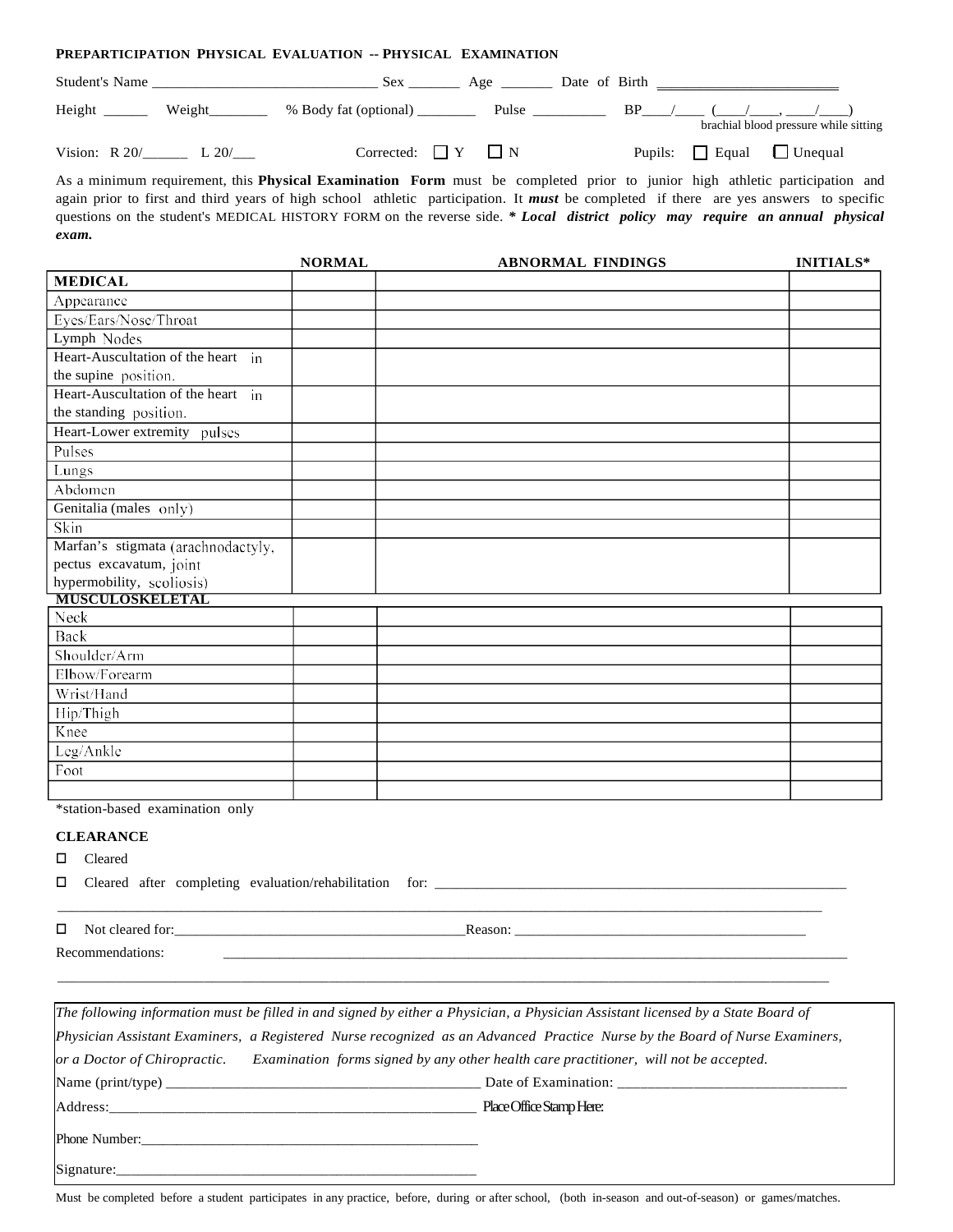**PREPARTICIPATION PHYSICAL EVALUATION -- PHYSICAL EXAMINATION**

Student's Name ______________________________ Sex _______ Age _______ Date of Birth ________________________

Height ______ Weight________ % Body fat (optional) ________ Pulse __________ BP____/____ (____/____, ____/____)
brachial blood pressure while sitting

Vision: R 20/______ L 20/___ Corrected: ☐ Y ☐ N Pupils: ☐ Equal ☐ Unequal

As a minimum requirement, this **Physical Examination Form** must be completed prior to junior high athletic participation and again prior to first and third years of high school athletic participation. It ***must*** be completed if there are yes answers to specific questions on the student's MEDICAL HISTORY FORM on the reverse side. ***\* Local district policy may require an annual physical exam.***

| | NORMAL | ABNORMAL FINDINGS | INITIALS* |
|---|---|---|---|
| **MEDICAL** | | | |
| Appearance | | | |
| Eyes/Ears/Nose/Throat | | | |
| Lymph Nodes | | | |
| Heart-Auscultation of the heart in the supine position. | | | |
| Heart-Auscultation of the heart in the standing position. | | | |
| Heart-Lower extremity pulses | | | |
| Pulses | | | |
| Lungs | | | |
| Abdomen | | | |
| Genitalia (males only) | | | |
| Skin | | | |
| Marfan's stigmata (arachnodactyly, pectus excavatum, joint hypermobility, scoliosis) | | | |
| **MUSCULOSKELETAL** | | | |
| Neck | | | |
| Back | | | |
| Shoulder/Arm | | | |
| Elbow/Forearm | | | |
| Wrist/Hand | | | |
| Hip/Thigh | | | |
| Knee | | | |
| Leg/Ankle | | | |
| Foot | | | |
| | | | |

*station-based examination only

**CLEARANCE**

☐ Cleared

☐ Cleared after completing evaluation/rehabilitation for: ____________________________________________________________

__________________________________________________________________________________________________________

☐ Not cleared for:_________________________________________Reason: _________________________________________

Recommendations: _______________________________________________________________________________________

__________________________________________________________________________________________________________

*The following information must be filled in and signed by either a Physician, a Physician Assistant licensed by a State Board of Physician Assistant Examiners, a Registered Nurse recognized as an Advanced Practice Nurse by the Board of Nurse Examiners, or a Doctor of Chiropractic. Examination forms signed by any other health care practitioner, will not be accepted.*

Name (print/type) ___________________________________________ Date of Examination: ______________________________

Address:___________________________________________________ Place Office Stamp Here:

Phone Number:_______________________________________________

Signature:___________________________________________________

Must be completed before a student participates in any practice, before, during or after school, (both in-season and out-of-season) or games/matches.